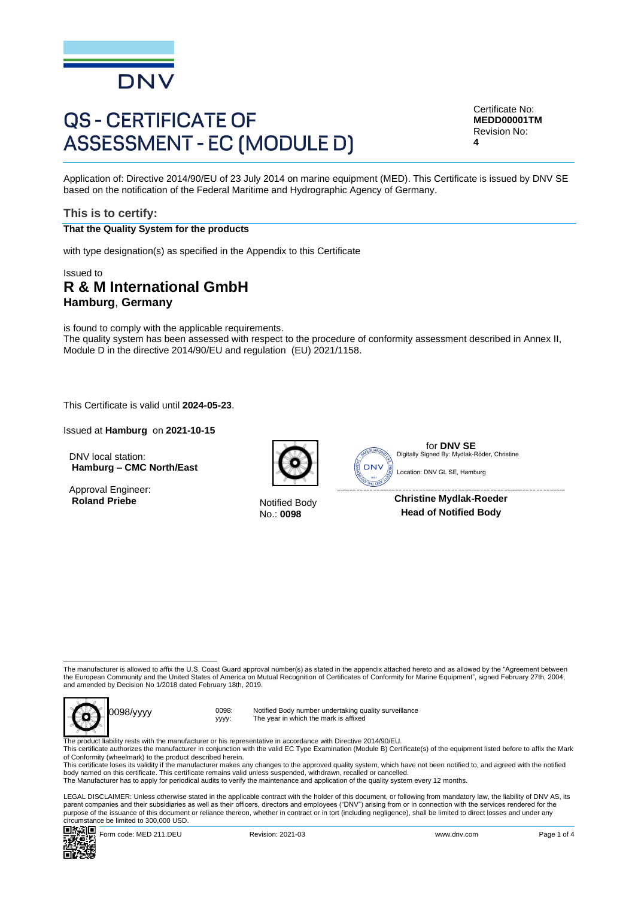DNV

# QS - CERTIFICATE OF ASSESSMENT - EC (MODULE D)

Certificate No:
**MEDD00001TM**
Revision No:
**4**

Application of: Directive 2014/90/EU of 23 July 2014 on marine equipment (MED). This Certificate is issued by DNV SE based on the notification of the Federal Maritime and Hydrographic Agency of Germany.

## This is to certify:

**That the Quality System for the products**

with type designation(s) as specified in the Appendix to this Certificate

Issued to

## R & M International GmbH

### Hamburg, Germany

is found to comply with the applicable requirements.
The quality system has been assessed with respect to the procedure of conformity assessment described in Annex II, Module D in the directive 2014/90/EU and regulation (EU) 2021/1158.

This Certificate is valid until **2024-05-23**.

Issued at **Hamburg** on **2021-10-15**

DNV local station:
**Hamburg – CMC North/East**

Approval Engineer:
**Roland Priebe**

Notified Body
No.: **0098**

for **DNV SE**
Digitally Signed By: Mydlak-Röder, Christine
Location: DNV GL SE, Hamburg

**Christine Mydlak-Roeder**
**Head of Notified Body**

---

The manufacturer is allowed to affix the U.S. Coast Guard approval number(s) as stated in the appendix attached hereto and as allowed by the "Agreement between the European Community and the United States of America on Mutual Recognition of Certificates of Conformity for Marine Equipment", signed February 27th, 2004, and amended by Decision No 1/2018 dated February 18th, 2019.

0098/yyyy

0098: Notified Body number undertaking quality surveillance
yyyy: The year in which the mark is affixed

The product liability rests with the manufacturer or his representative in accordance with Directive 2014/90/EU.
This certificate authorizes the manufacturer in conjunction with the valid EC Type Examination (Module B) Certificate(s) of the equipment listed before to affix the Mark of Conformity (wheelmark) to the product described herein.
This certificate loses its validity if the manufacturer makes any changes to the approved quality system, which have not been notified to, and agreed with the notified body named on this certificate. This certificate remains valid unless suspended, withdrawn, recalled or cancelled.
The Manufacturer has to apply for periodical audits to verify the maintenance and application of the quality system every 12 months.

LEGAL DISCLAIMER: Unless otherwise stated in the applicable contract with the holder of this document, or following from mandatory law, the liability of DNV AS, its parent companies and their subsidiaries as well as their officers, directors and employees ("DNV") arising from or in connection with the services rendered for the purpose of the issuance of this document or reliance thereon, whether in contract or in tort (including negligence), shall be limited to direct losses and under any circumstance be limited to 300,000 USD.

Form code: MED 211.DEU Revision: 2021-03 www.dnv.com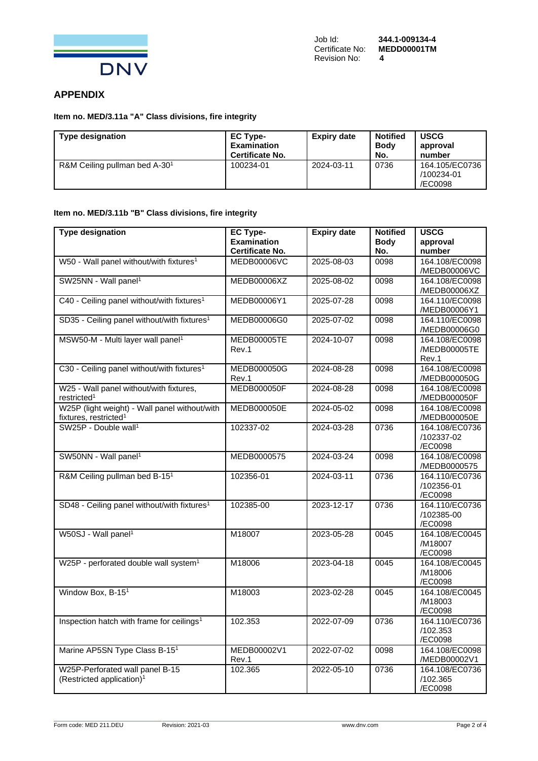Job Id: **344.1-009134-4**
Certificate No: **MEDD00001TM**
Revision No: **4**

## APPENDIX

### Item no. MED/3.11a "A" Class divisions, fire integrity

| Type designation | EC Type-Examination Certificate No. | Expiry date | Notified Body No. | USCG approval number |
|---|---|---|---|---|
| R&M Ceiling pullman bed A-30[1] | 100234-01 | 2024-03-11 | 0736 | 164.105/EC0736/100234-01/EC0098 |

### Item no. MED/3.11b "B" Class divisions, fire integrity

| Type designation | EC Type-Examination Certificate No. | Expiry date | Notified Body No. | USCG approval number |
|---|---|---|---|---|
| W50 - Wall panel without/with fixtures[1] | MEDB00006VC | 2025-08-03 | 0098 | 164.108/EC0098/MEDB00006VC |
| SW25NN - Wall panel[1] | MEDB00006XZ | 2025-08-02 | 0098 | 164.108/EC0098/MEDB00006XZ |
| C40 - Ceiling panel without/with fixtures[1] | MEDB00006Y1 | 2025-07-28 | 0098 | 164.110/EC0098/MEDB00006Y1 |
| SD35 - Ceiling panel without/with fixtures[1] | MEDB00006G0 | 2025-07-02 | 0098 | 164.110/EC0098/MEDB00006G0 |
| MSW50-M - Multi layer wall panel[1] | MEDB00005TE Rev.1 | 2024-10-07 | 0098 | 164.108/EC0098/MEDB00005TE Rev.1 |
| C30 - Ceiling panel without/with fixtures[1] | MEDB000050G Rev.1 | 2024-08-28 | 0098 | 164.108/EC0098/MEDB000050G |
| W25 - Wall panel without/with fixtures, restricted[1] | MEDB000050F | 2024-08-28 | 0098 | 164.108/EC0098/MEDB000050F |
| W25P (light weight) - Wall panel without/with fixtures, restricted[1] | MEDB000050E | 2024-05-02 | 0098 | 164.108/EC0098/MEDB000050E |
| SW25P - Double wall[1] | 102337-02 | 2024-03-28 | 0736 | 164.108/EC0736/102337-02/EC0098 |
| SW50NN - Wall panel[1] | MEDB0000575 | 2024-03-24 | 0098 | 164.108/EC0098/MEDB0000575 |
| R&M Ceiling pullman bed B-15[1] | 102356-01 | 2024-03-11 | 0736 | 164.110/EC0736/102356-01/EC0098 |
| SD48 - Ceiling panel without/with fixtures[1] | 102385-00 | 2023-12-17 | 0736 | 164.110/EC0736/102385-00/EC0098 |
| W50SJ - Wall panel[1] | M18007 | 2023-05-28 | 0045 | 164.108/EC0045/M18007/EC0098 |
| W25P - perforated double wall system[1] | M18006 | 2023-04-18 | 0045 | 164.108/EC0045/M18006/EC0098 |
| Window Box, B-15[1] | M18003 | 2023-02-28 | 0045 | 164.108/EC0045/M18003/EC0098 |
| Inspection hatch with frame for ceilings[1] | 102.353 | 2022-07-09 | 0736 | 164.110/EC0736/102.353/EC0098 |
| Marine AP5SN Type Class B-15[1] | MEDB00002V1 Rev.1 | 2022-07-02 | 0098 | 164.108/EC0098/MEDB00002V1 |
| W25P-Perforated wall panel B-15 (Restricted application)[1] | 102.365 | 2022-05-10 | 0736 | 164.108/EC0736/102.365/EC0098 |

Form code: MED 211.DEU Revision: 2021-03 www.dnv.com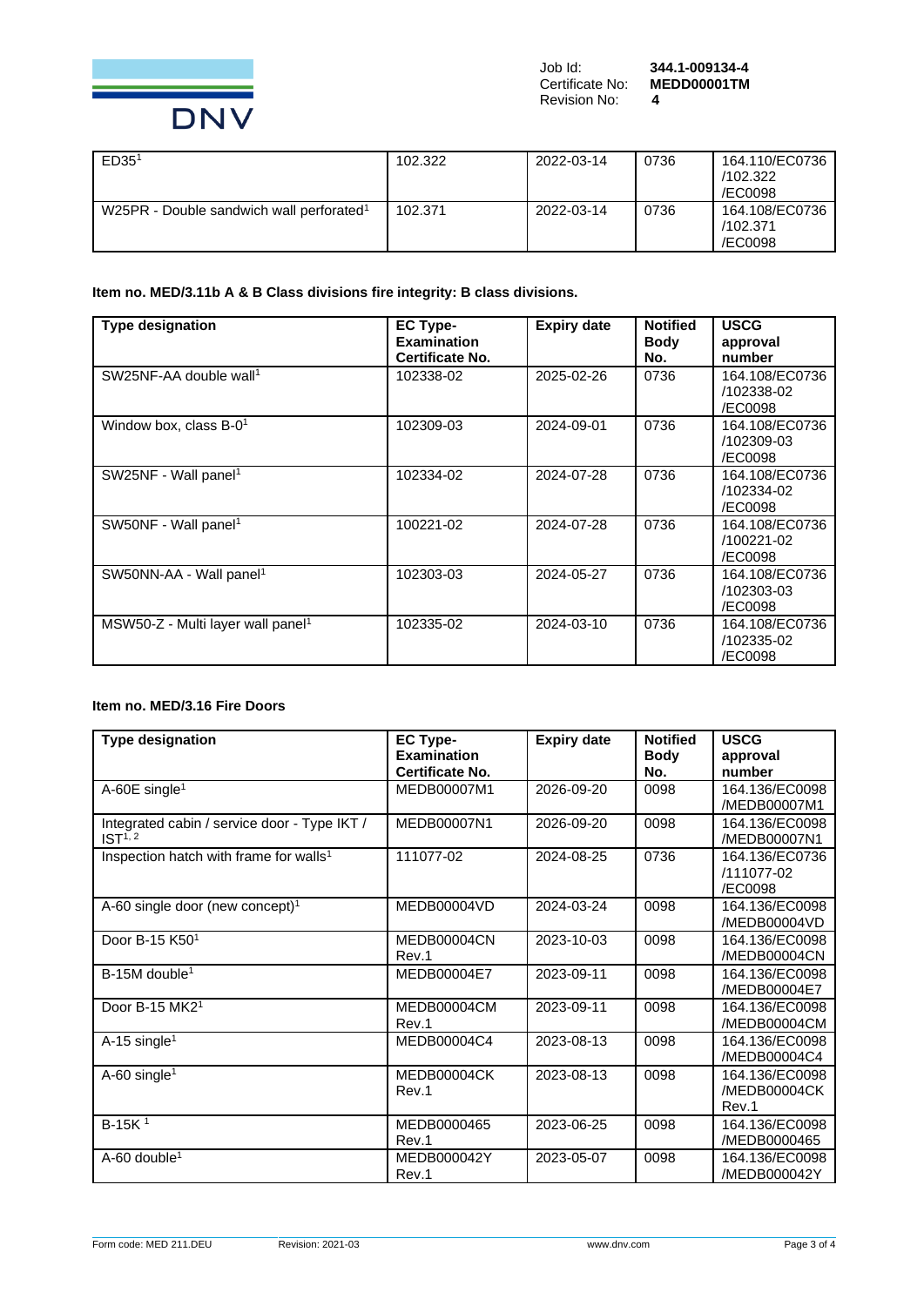| ED35[1] | 102.322 | 2022-03-14 | 0736 | 164.110/EC0736 /102.322 /EC0098 |
|---|---|---|---|---|
| W25PR - Double sandwich wall perforated[1] | 102.371 | 2022-03-14 | 0736 | 164.108/EC0736 /102.371 /EC0098 |

**Item no. MED/3.11b A & B Class divisions fire integrity: B class divisions.**

| Type designation | EC Type-Examination Certificate No. | Expiry date | Notified Body No. | USCG approval number |
|---|---|---|---|---|
| SW25NF-AA double wall[1] | 102338-02 | 2025-02-26 | 0736 | 164.108/EC0736 /102338-02 /EC0098 |
| Window box, class B-0[1] | 102309-03 | 2024-09-01 | 0736 | 164.108/EC0736 /102309-03 /EC0098 |
| SW25NF - Wall panel[1] | 102334-02 | 2024-07-28 | 0736 | 164.108/EC0736 /102334-02 /EC0098 |
| SW50NF - Wall panel[1] | 100221-02 | 2024-07-28 | 0736 | 164.108/EC0736 /100221-02 /EC0098 |
| SW50NN-AA - Wall panel[1] | 102303-03 | 2024-05-27 | 0736 | 164.108/EC0736 /102303-03 /EC0098 |
| MSW50-Z - Multi layer wall panel[1] | 102335-02 | 2024-03-10 | 0736 | 164.108/EC0736 /102335-02 /EC0098 |

**Item no. MED/3.16 Fire Doors**

| Type designation | EC Type-Examination Certificate No. | Expiry date | Notified Body No. | USCG approval number |
|---|---|---|---|---|
| A-60E single[1] | MEDB00007M1 | 2026-09-20 | 0098 | 164.136/EC0098 /MEDB00007M1 |
| Integrated cabin / service door - Type IKT / IST[1, 2] | MEDB00007N1 | 2026-09-20 | 0098 | 164.136/EC0098 /MEDB00007N1 |
| Inspection hatch with frame for walls[1] | 111077-02 | 2024-08-25 | 0736 | 164.136/EC0736 /111077-02 /EC0098 |
| A-60 single door (new concept)[1] | MEDB00004VD | 2024-03-24 | 0098 | 164.136/EC0098 /MEDB00004VD |
| Door B-15 K50[1] | MEDB00004CN Rev.1 | 2023-10-03 | 0098 | 164.136/EC0098 /MEDB00004CN |
| B-15M double[1] | MEDB00004E7 | 2023-09-11 | 0098 | 164.136/EC0098 /MEDB00004E7 |
| Door B-15 MK2[1] | MEDB00004CM Rev.1 | 2023-09-11 | 0098 | 164.136/EC0098 /MEDB00004CM |
| A-15 single[1] | MEDB00004C4 | 2023-08-13 | 0098 | 164.136/EC0098 /MEDB00004C4 |
| A-60 single[1] | MEDB00004CK Rev.1 | 2023-08-13 | 0098 | 164.136/EC0098 /MEDB00004CK Rev.1 |
| B-15K [1] | MEDB0000465 Rev.1 | 2023-06-25 | 0098 | 164.136/EC0098 /MEDB0000465 |
| A-60 double[1] | MEDB000042Y Rev.1 | 2023-05-07 | 0098 | 164.136/EC0098 /MEDB000042Y |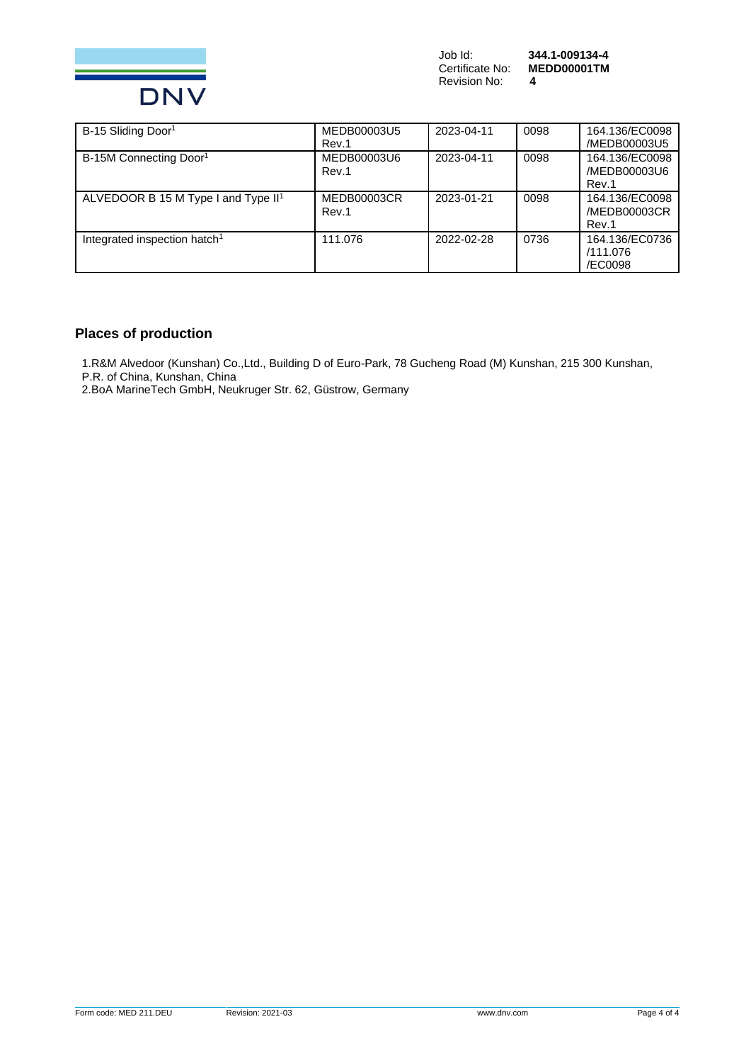| | | | | |
|---|---|---|---|---|
| B-15 Sliding Door[1] | MEDB00003U5 Rev.1 | 2023-04-11 | 0098 | 164.136/EC0098 /MEDB00003U5 |
| B-15M Connecting Door[1] | MEDB00003U6 Rev.1 | 2023-04-11 | 0098 | 164.136/EC0098 /MEDB00003U6 Rev.1 |
| ALVEDOOR B 15 M Type I and Type II[1] | MEDB00003CR Rev.1 | 2023-01-21 | 0098 | 164.136/EC0098 /MEDB00003CR Rev.1 |
| Integrated inspection hatch[1] | 111.076 | 2022-02-28 | 0736 | 164.136/EC0736 /111.076 /EC0098 |

## Places of production

1.R&M Alvedoor (Kunshan) Co.,Ltd., Building D of Euro-Park, 78 Gucheng Road (M) Kunshan, 215 300 Kunshan, P.R. of China, Kunshan, China
2.BoA MarineTech GmbH, Neukruger Str. 62, Güstrow, Germany